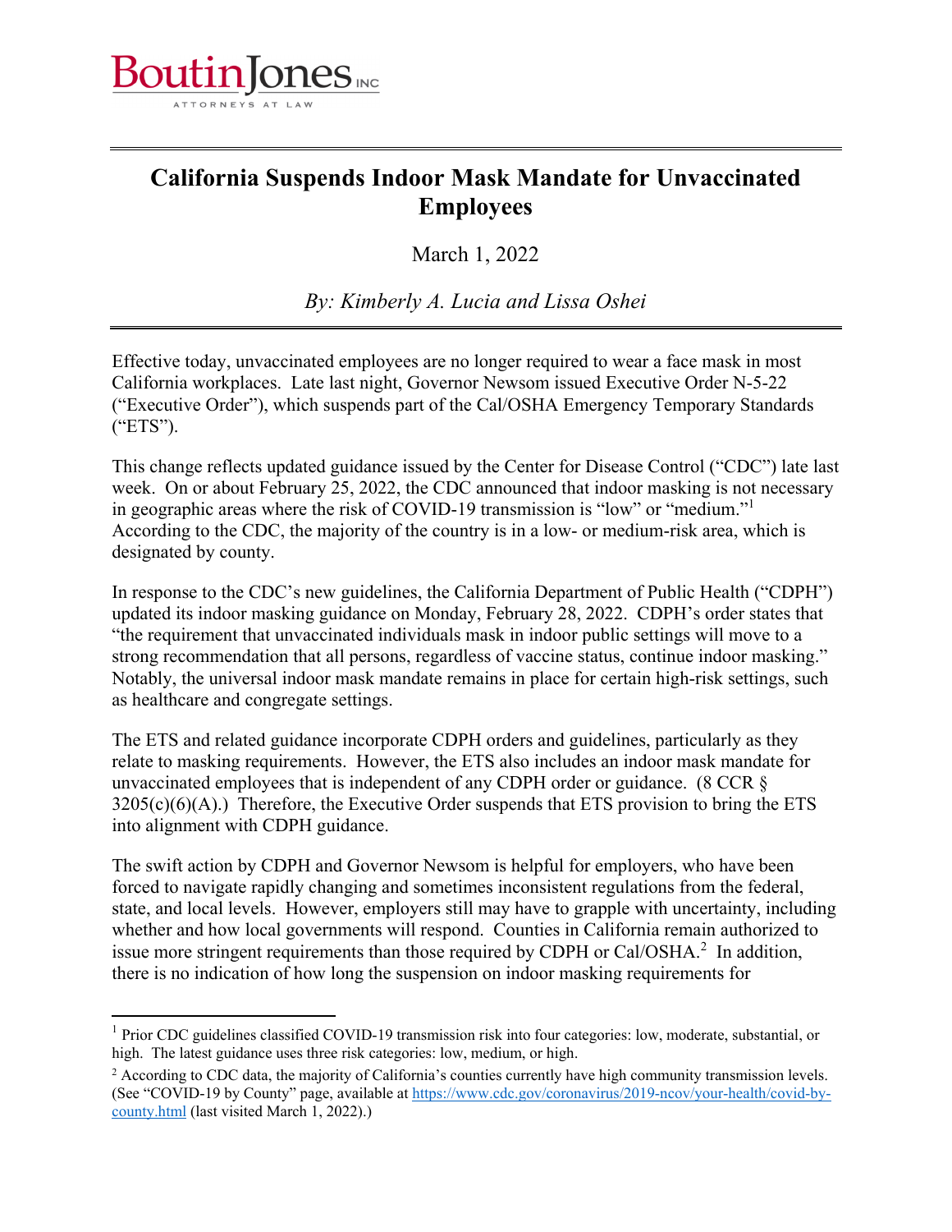BoutinJones INC
ATTORNEYS AT LAW

# California Suspends Indoor Mask Mandate for Unvaccinated Employees

March 1, 2022

*By: Kimberly A. Lucia and Lissa Oshei*

Effective today, unvaccinated employees are no longer required to wear a face mask in most California workplaces. Late last night, Governor Newsom issued Executive Order N-5-22 ("Executive Order"), which suspends part of the Cal/OSHA Emergency Temporary Standards ("ETS").

This change reflects updated guidance issued by the Center for Disease Control ("CDC") late last week. On or about February 25, 2022, the CDC announced that indoor masking is not necessary in geographic areas where the risk of COVID-19 transmission is "low" or "medium."[1] According to the CDC, the majority of the country is in a low- or medium-risk area, which is designated by county.

In response to the CDC's new guidelines, the California Department of Public Health ("CDPH") updated its indoor masking guidance on Monday, February 28, 2022. CDPH's order states that "the requirement that unvaccinated individuals mask in indoor public settings will move to a strong recommendation that all persons, regardless of vaccine status, continue indoor masking." Notably, the universal indoor mask mandate remains in place for certain high-risk settings, such as healthcare and congregate settings.

The ETS and related guidance incorporate CDPH orders and guidelines, particularly as they relate to masking requirements. However, the ETS also includes an indoor mask mandate for unvaccinated employees that is independent of any CDPH order or guidance. (8 CCR § 3205(c)(6)(A).) Therefore, the Executive Order suspends that ETS provision to bring the ETS into alignment with CDPH guidance.

The swift action by CDPH and Governor Newsom is helpful for employers, who have been forced to navigate rapidly changing and sometimes inconsistent regulations from the federal, state, and local levels. However, employers still may have to grapple with uncertainty, including whether and how local governments will respond. Counties in California remain authorized to issue more stringent requirements than those required by CDPH or Cal/OSHA.[2] In addition, there is no indication of how long the suspension on indoor masking requirements for

---

[1] Prior CDC guidelines classified COVID-19 transmission risk into four categories: low, moderate, substantial, or high. The latest guidance uses three risk categories: low, medium, or high.

[2] According to CDC data, the majority of California's counties currently have high community transmission levels. (See "COVID-19 by County" page, available at https://www.cdc.gov/coronavirus/2019-ncov/your-health/covid-by-county.html (last visited March 1, 2022).)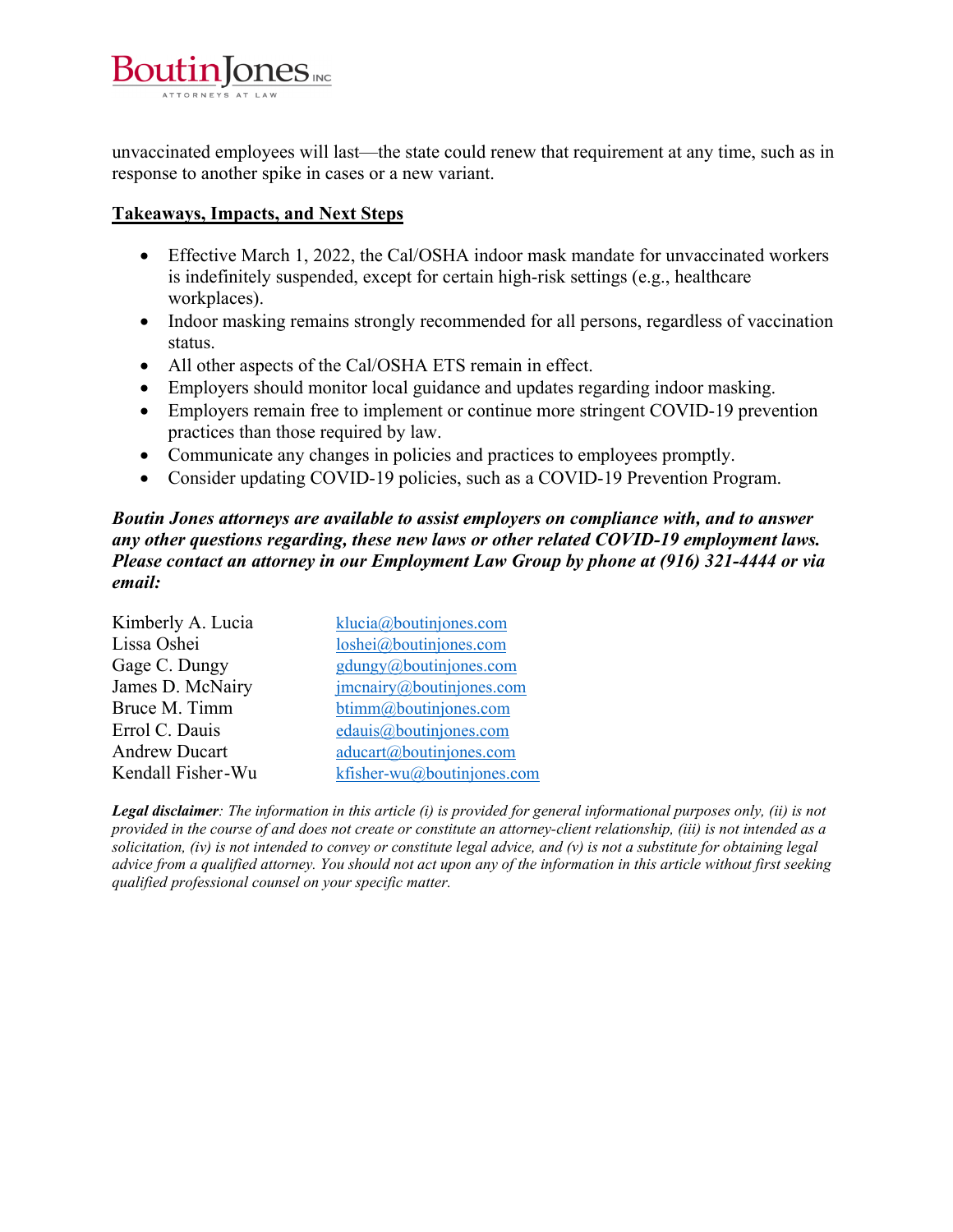unvaccinated employees will last—the state could renew that requirement at any time, such as in response to another spike in cases or a new variant.

## Takeaways, Impacts, and Next Steps

- Effective March 1, 2022, the Cal/OSHA indoor mask mandate for unvaccinated workers is indefinitely suspended, except for certain high-risk settings (e.g., healthcare workplaces).
- Indoor masking remains strongly recommended for all persons, regardless of vaccination status.
- All other aspects of the Cal/OSHA ETS remain in effect.
- Employers should monitor local guidance and updates regarding indoor masking.
- Employers remain free to implement or continue more stringent COVID-19 prevention practices than those required by law.
- Communicate any changes in policies and practices to employees promptly.
- Consider updating COVID-19 policies, such as a COVID-19 Prevention Program.

***Boutin Jones attorneys are available to assist employers on compliance with, and to answer any other questions regarding, these new laws or other related COVID-19 employment laws. Please contact an attorney in our Employment Law Group by phone at (916) 321-4444 or via email:***

| | |
|---|---|
| Kimberly A. Lucia | klucia@boutinjones.com |
| Lissa Oshei | loshei@boutinjones.com |
| Gage C. Dungy | gdungy@boutinjones.com |
| James D. McNairy | jmcnairy@boutinjones.com |
| Bruce M. Timm | btimm@boutinjones.com |
| Errol C. Dauis | edauis@boutinjones.com |
| Andrew Ducart | aducart@boutinjones.com |
| Kendall Fisher-Wu | kfisher-wu@boutinjones.com |

***Legal disclaimer****: The information in this article (i) is provided for general informational purposes only, (ii) is not provided in the course of and does not create or constitute an attorney-client relationship, (iii) is not intended as a solicitation, (iv) is not intended to convey or constitute legal advice, and (v) is not a substitute for obtaining legal advice from a qualified attorney. You should not act upon any of the information in this article without first seeking qualified professional counsel on your specific matter.*